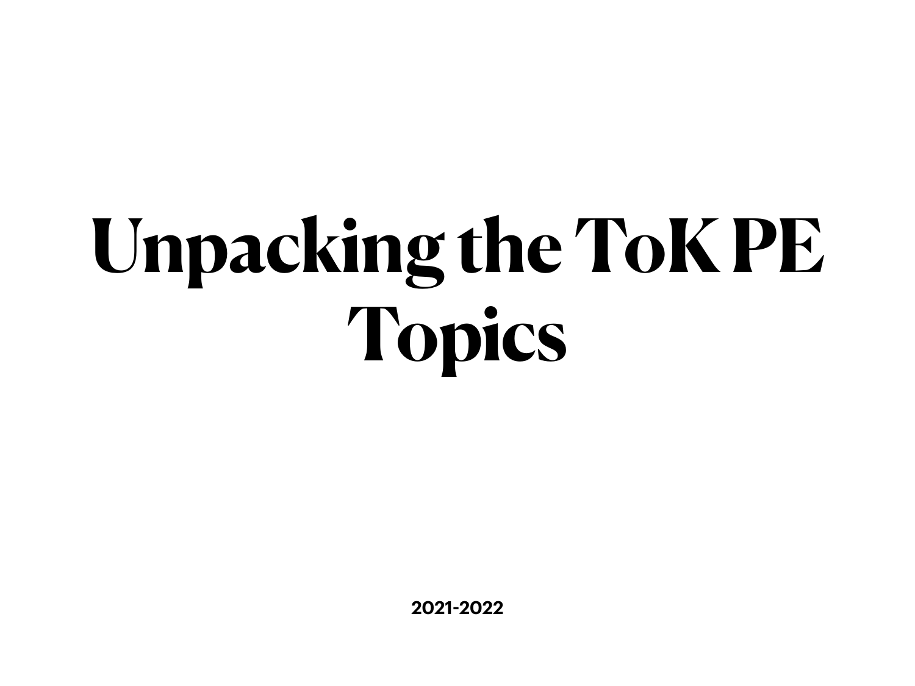# Unpacking the ToK PE Topics

**2021-2022**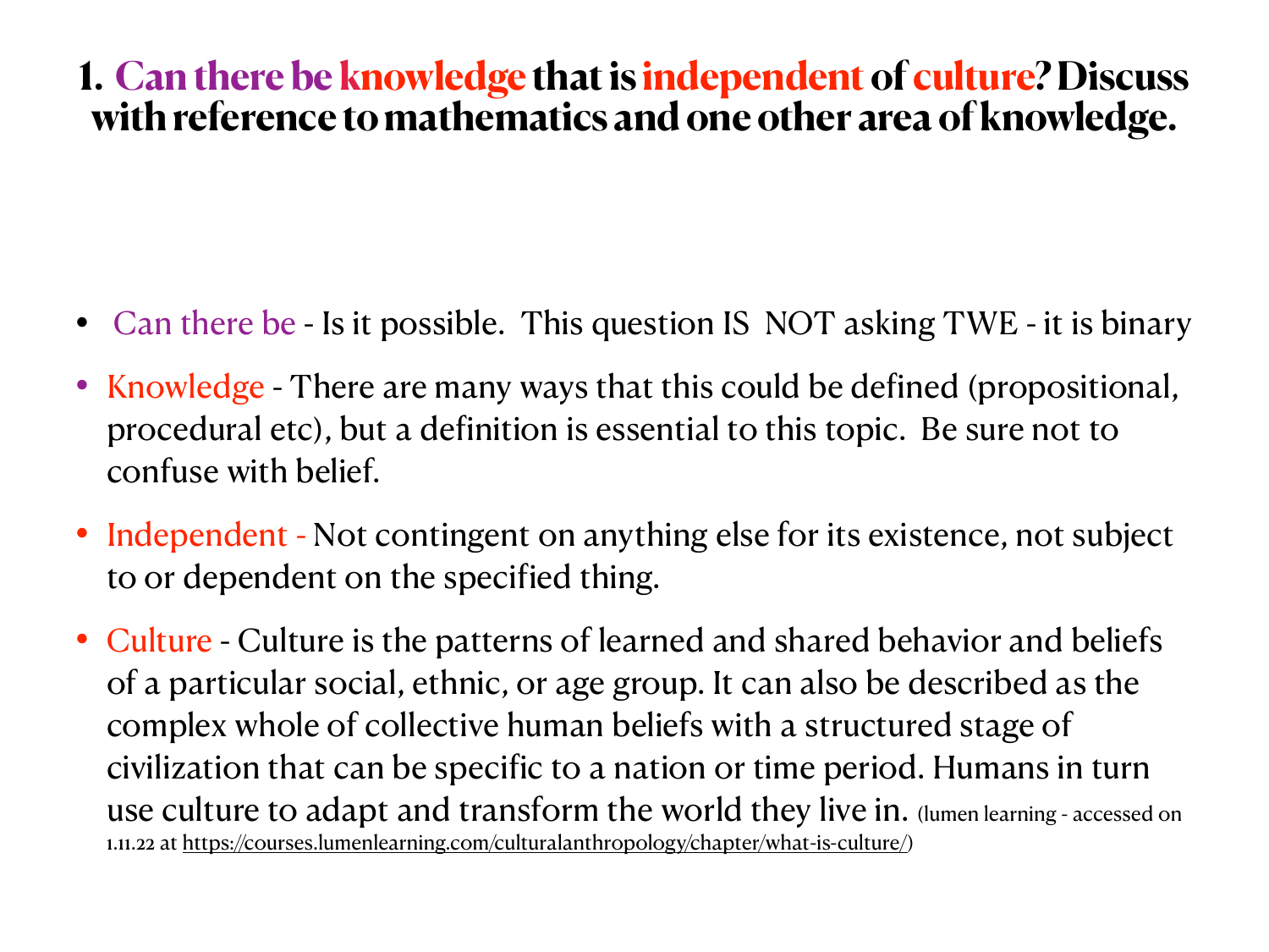# 1. Can there be knowledge that is independent of culture? Discuss with reference to mathematics and one other area of knowledge.

- Can there be - Is it possible. This question IS NOT asking TWE - it is binary
- Knowledge - There are many ways that this could be defined (propositional, procedural etc), but a definition is essential to this topic. Be sure not to confuse with belief.
- Independent - Not contingent on anything else for its existence, not subject to or dependent on the specified thing.
- Culture - Culture is the patterns of learned and shared behavior and beliefs of a particular social, ethnic, or age group. It can also be described as the complex whole of collective human beliefs with a structured stage of civilization that can be specific to a nation or time period. Humans in turn use culture to adapt and transform the world they live in. (lumen learning - accessed on 1.11.22 at https://courses.lumenlearning.com/culturalanthropology/chapter/what-is-culture/)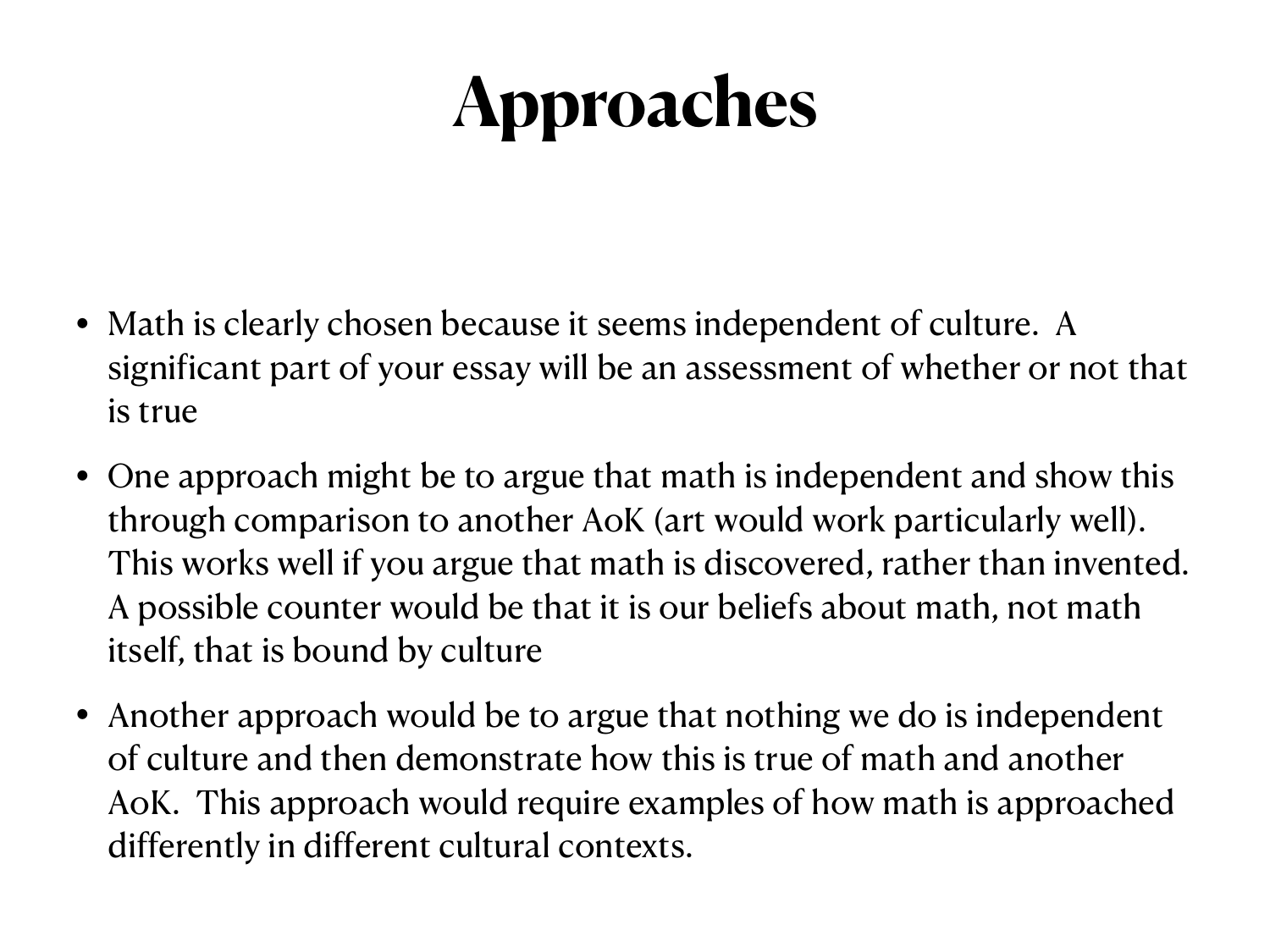# Approaches

- Math is clearly chosen because it seems independent of culture.  A significant part of your essay will be an assessment of whether or not that is true
- One approach might be to argue that math is independent and show this through comparison to another AoK (art would work particularly well).  This works well if you argue that math is discovered, rather than invented.  A possible counter would be that it is our beliefs about math, not math itself, that is bound by culture
- Another approach would be to argue that nothing we do is independent of culture and then demonstrate how this is true of math and another AoK.  This approach would require examples of how math is approached differently in different cultural contexts.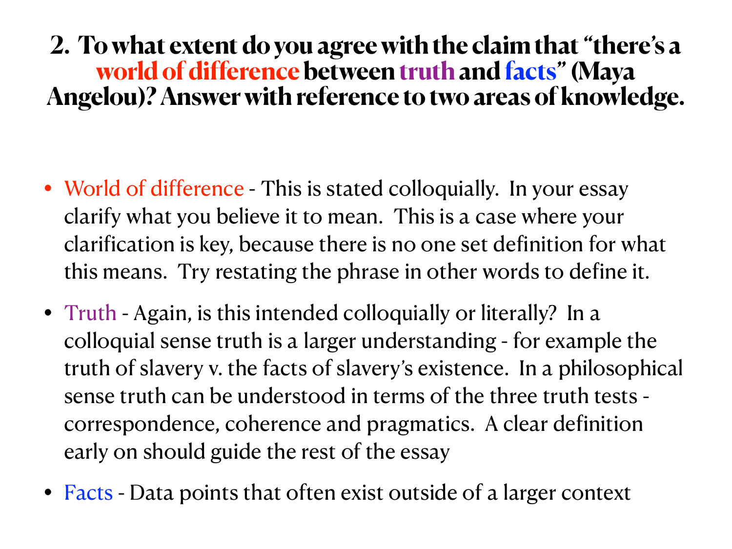## 2. To what extent do you agree with the claim that "there's a world of difference between truth and facts" (Maya Angelou)? Answer with reference to two areas of knowledge.

- World of difference - This is stated colloquially. In your essay clarify what you believe it to mean. This is a case where your clarification is key, because there is no one set definition for what this means. Try restating the phrase in other words to define it.
- Truth - Again, is this intended colloquially or literally? In a colloquial sense truth is a larger understanding - for example the truth of slavery v. the facts of slavery's existence. In a philosophical sense truth can be understood in terms of the three truth tests - correspondence, coherence and pragmatics. A clear definition early on should guide the rest of the essay
- Facts - Data points that often exist outside of a larger context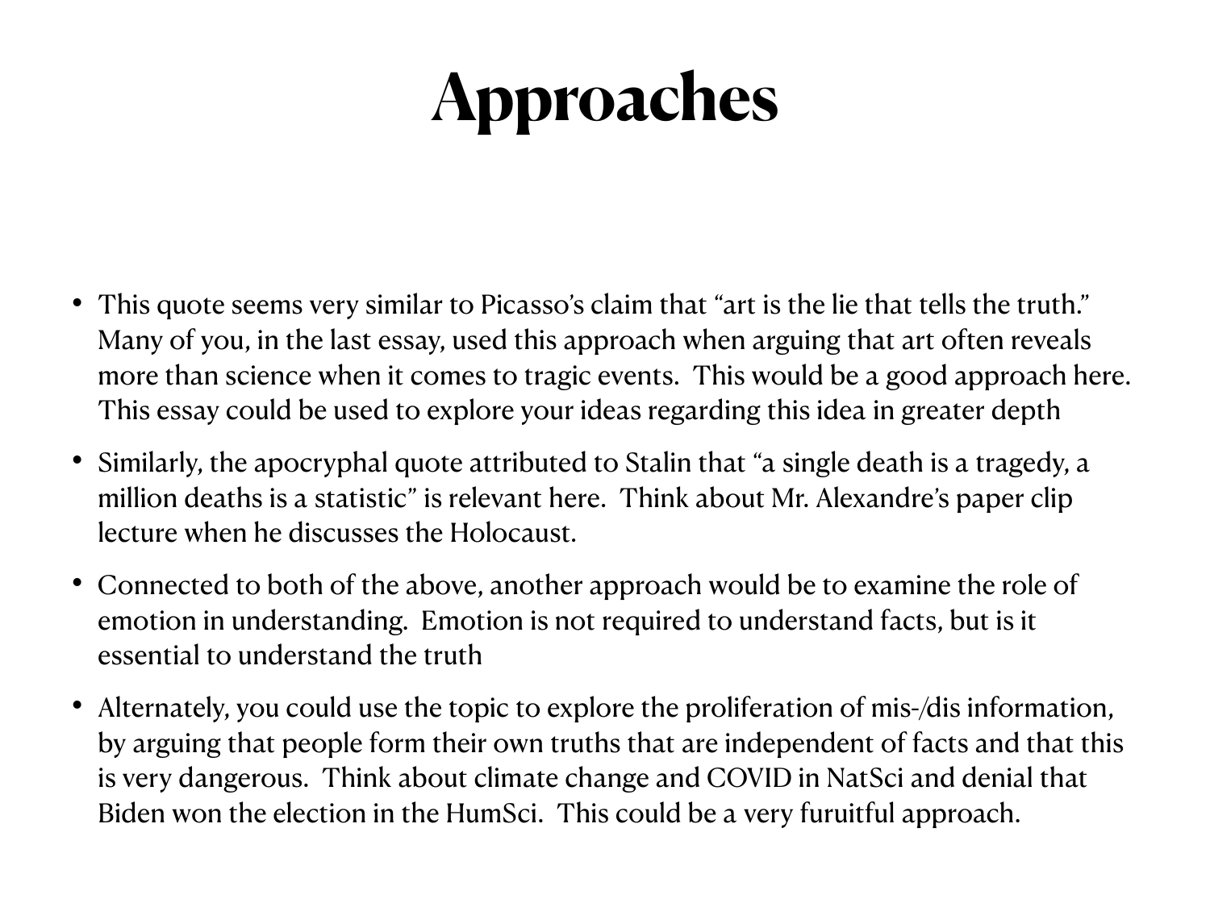# Approaches

- This quote seems very similar to Picasso's claim that "art is the lie that tells the truth." Many of you, in the last essay, used this approach when arguing that art often reveals more than science when it comes to tragic events. This would be a good approach here. This essay could be used to explore your ideas regarding this idea in greater depth
- Similarly, the apocryphal quote attributed to Stalin that "a single death is a tragedy, a million deaths is a statistic" is relevant here. Think about Mr. Alexandre's paper clip lecture when he discusses the Holocaust.
- Connected to both of the above, another approach would be to examine the role of emotion in understanding. Emotion is not required to understand facts, but is it essential to understand the truth
- Alternately, you could use the topic to explore the proliferation of mis-/dis information, by arguing that people form their own truths that are independent of facts and that this is very dangerous. Think about climate change and COVID in NatSci and denial that Biden won the election in the HumSci. This could be a very furuitful approach.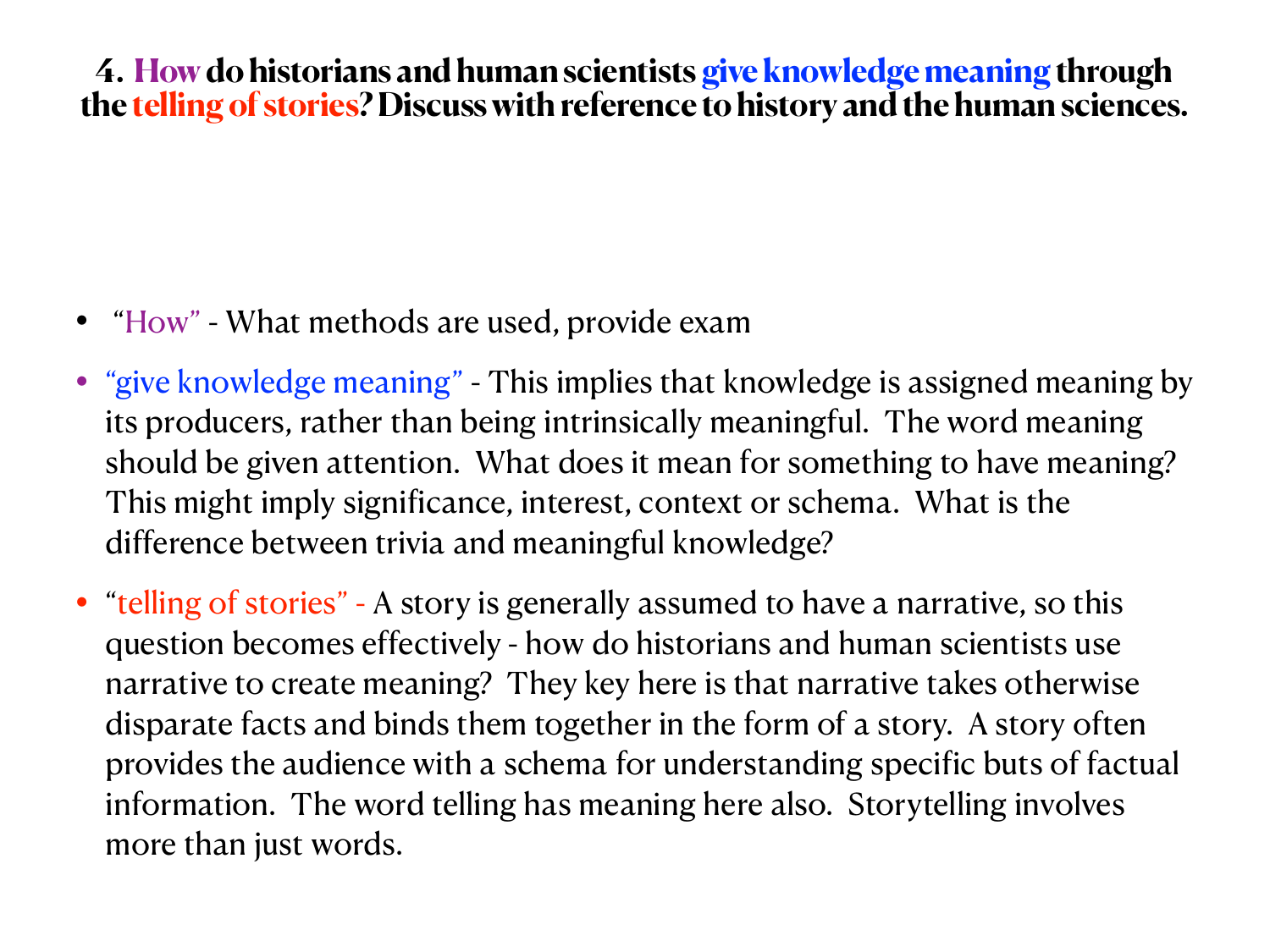# 4. How do historians and human scientists give knowledge meaning through the telling of stories? Discuss with reference to history and the human sciences.

- "How" - What methods are used, provide exam
- "give knowledge meaning" - This implies that knowledge is assigned meaning by its producers, rather than being intrinsically meaningful. The word meaning should be given attention. What does it mean for something to have meaning? This might imply significance, interest, context or schema. What is the difference between trivia and meaningful knowledge?
- "telling of stories" - A story is generally assumed to have a narrative, so this question becomes effectively - how do historians and human scientists use narrative to create meaning? They key here is that narrative takes otherwise disparate facts and binds them together in the form of a story. A story often provides the audience with a schema for understanding specific buts of factual information. The word telling has meaning here also. Storytelling involves more than just words.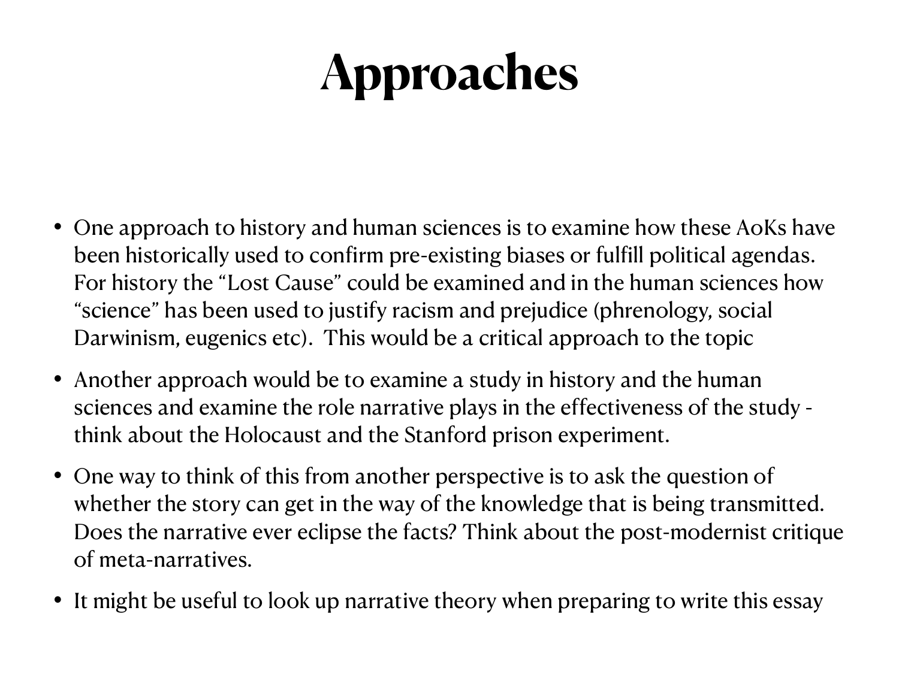# Approaches

- One approach to history and human sciences is to examine how these AoKs have been historically used to confirm pre-existing biases or fulfill political agendas. For history the “Lost Cause” could be examined and in the human sciences how “science” has been used to justify racism and prejudice (phrenology, social Darwinism, eugenics etc). This would be a critical approach to the topic
- Another approach would be to examine a study in history and the human sciences and examine the role narrative plays in the effectiveness of the study - think about the Holocaust and the Stanford prison experiment.
- One way to think of this from another perspective is to ask the question of whether the story can get in the way of the knowledge that is being transmitted. Does the narrative ever eclipse the facts? Think about the post-modernist critique of meta-narratives.
- It might be useful to look up narrative theory when preparing to write this essay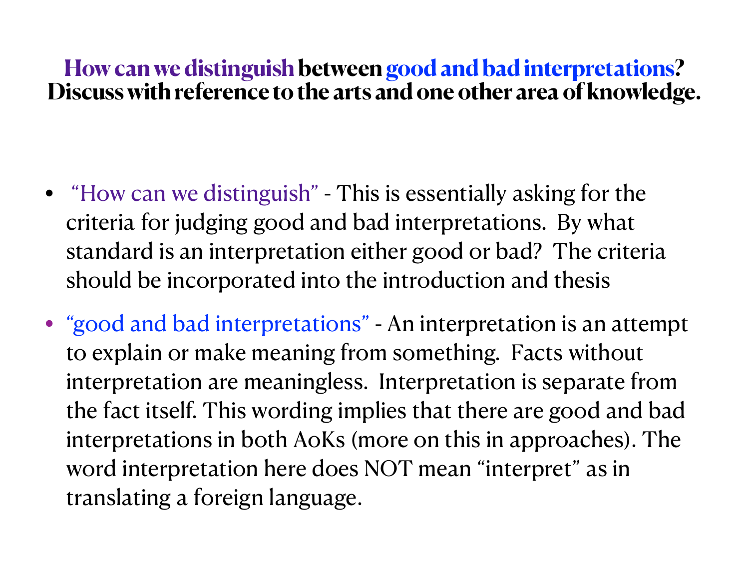**How can we distinguish between good and bad interpretations? Discuss with reference to the arts and one other area of knowledge.**

- "How can we distinguish" - This is essentially asking for the criteria for judging good and bad interpretations. By what standard is an interpretation either good or bad? The criteria should be incorporated into the introduction and thesis
- "good and bad interpretations" - An interpretation is an attempt to explain or make meaning from something. Facts without interpretation are meaningless. Interpretation is separate from the fact itself. This wording implies that there are good and bad interpretations in both AoKs (more on this in approaches). The word interpretation here does NOT mean "interpret" as in translating a foreign language.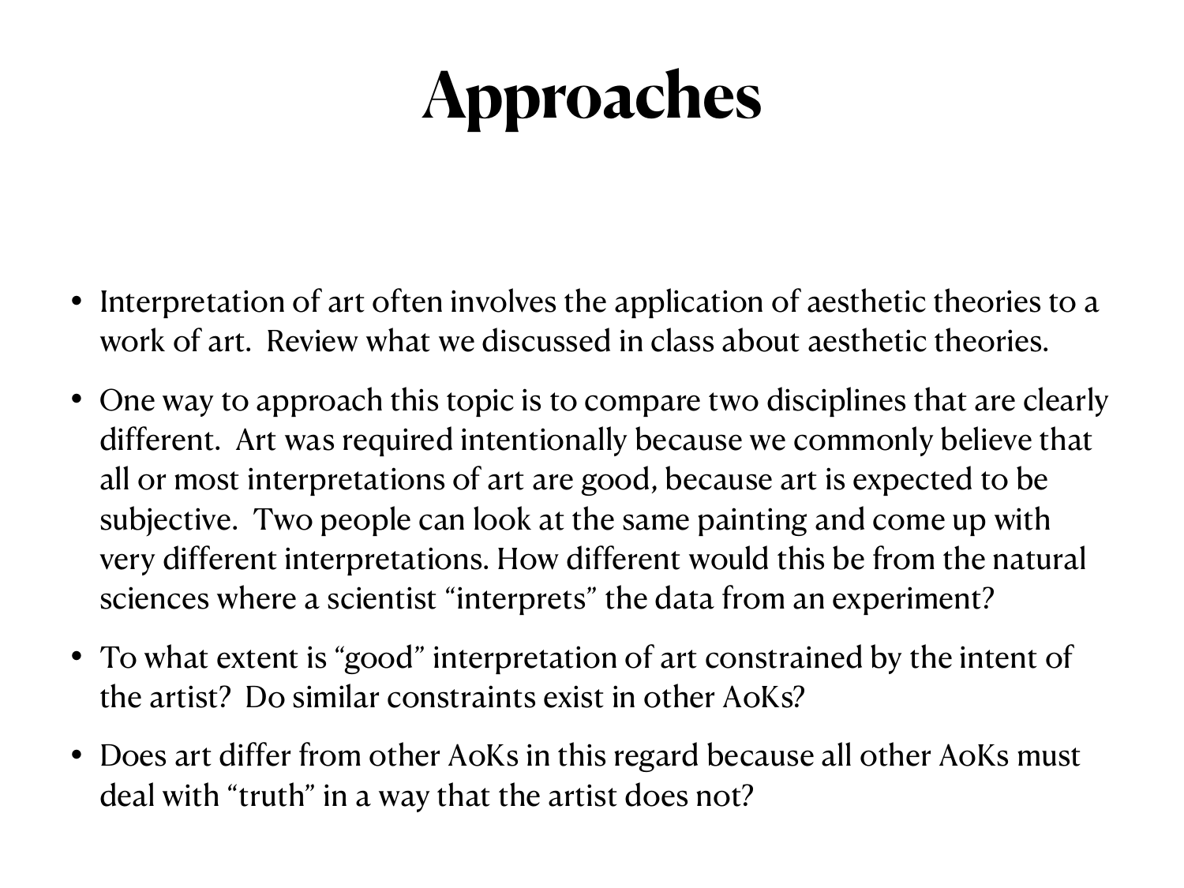# Approaches

- Interpretation of art often involves the application of aesthetic theories to a work of art. Review what we discussed in class about aesthetic theories.
- One way to approach this topic is to compare two disciplines that are clearly different. Art was required intentionally because we commonly believe that all or most interpretations of art are good, because art is expected to be subjective. Two people can look at the same painting and come up with very different interpretations. How different would this be from the natural sciences where a scientist "interprets" the data from an experiment?
- To what extent is "good" interpretation of art constrained by the intent of the artist? Do similar constraints exist in other AoKs?
- Does art differ from other AoKs in this regard because all other AoKs must deal with "truth" in a way that the artist does not?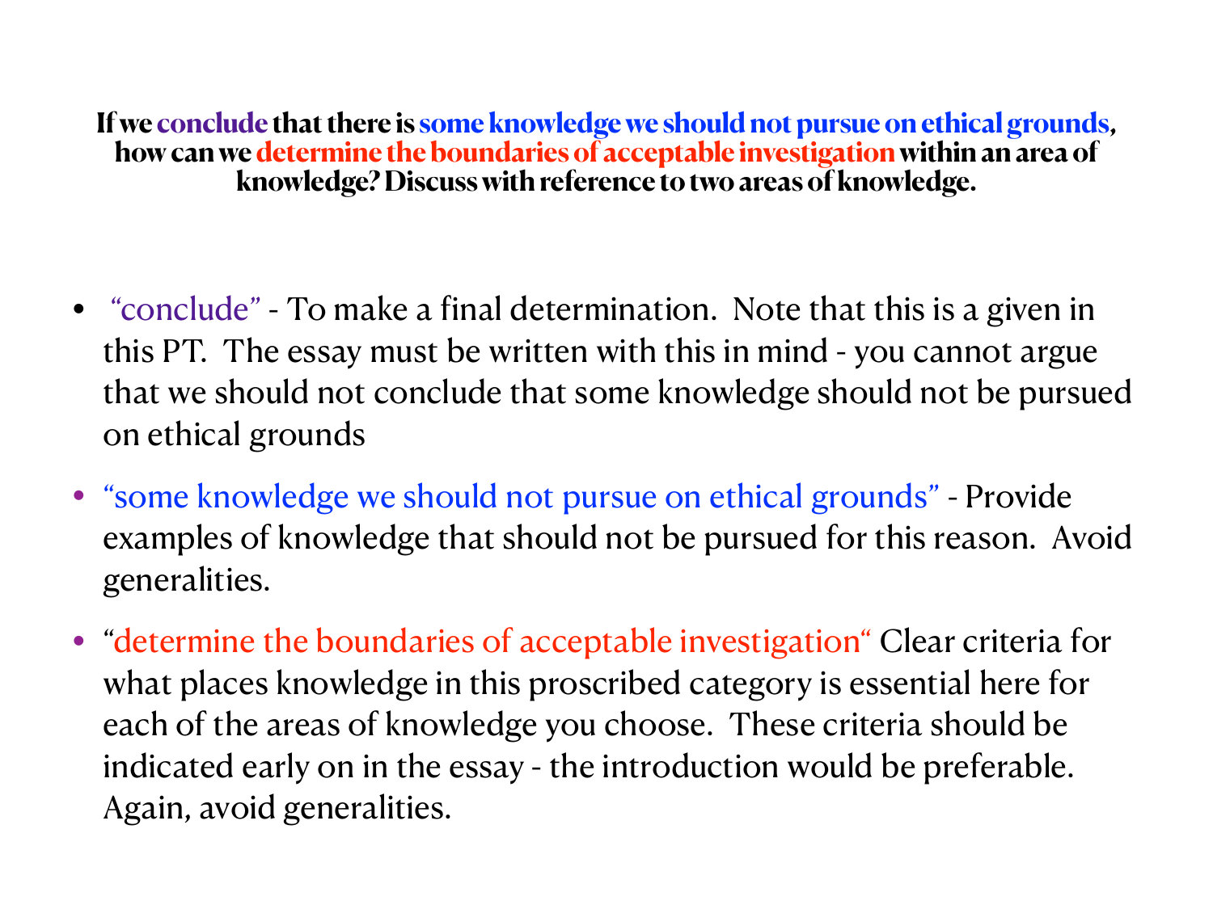**If we conclude that there is some knowledge we should not pursue on ethical grounds, how can we determine the boundaries of acceptable investigation within an area of knowledge? Discuss with reference to two areas of knowledge.**

- "conclude" - To make a final determination. Note that this is a given in this PT. The essay must be written with this in mind - you cannot argue that we should not conclude that some knowledge should not be pursued on ethical grounds
- "some knowledge we should not pursue on ethical grounds" - Provide examples of knowledge that should not be pursued for this reason. Avoid generalities.
- "determine the boundaries of acceptable investigation" Clear criteria for what places knowledge in this proscribed category is essential here for each of the areas of knowledge you choose. These criteria should be indicated early on in the essay - the introduction would be preferable. Again, avoid generalities.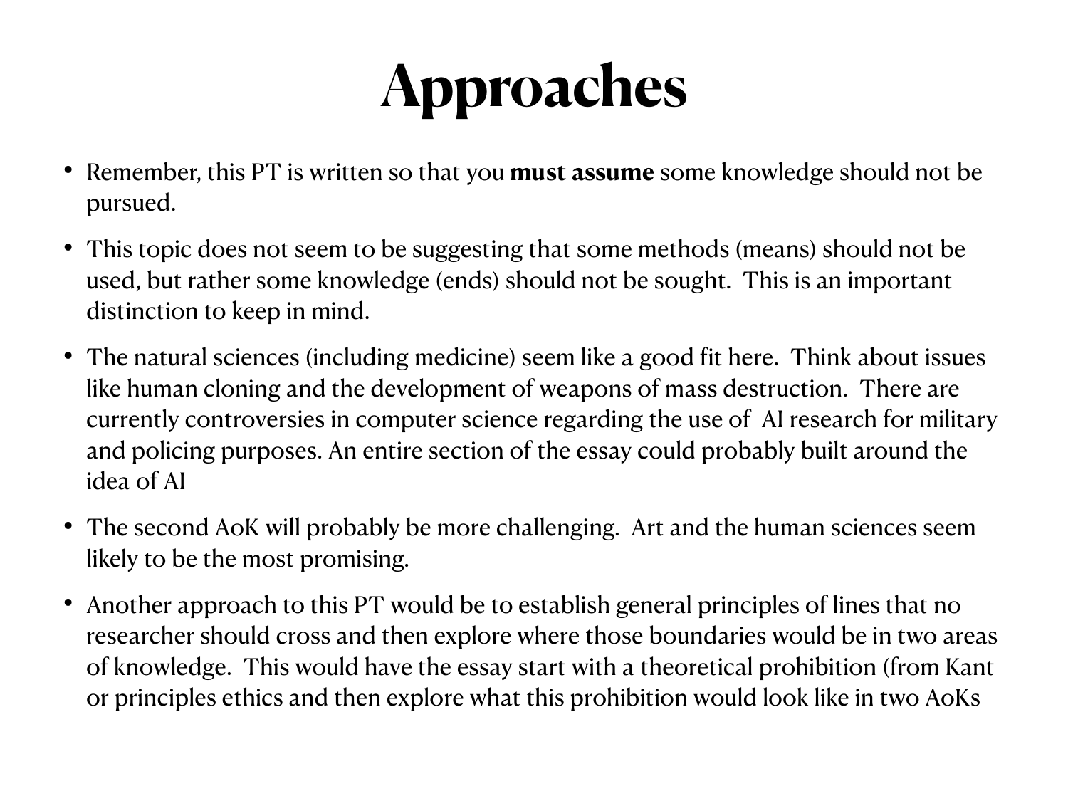# Approaches

- Remember, this PT is written so that you **must assume** some knowledge should not be pursued.
- This topic does not seem to be suggesting that some methods (means) should not be used, but rather some knowledge (ends) should not be sought. This is an important distinction to keep in mind.
- The natural sciences (including medicine) seem like a good fit here. Think about issues like human cloning and the development of weapons of mass destruction. There are currently controversies in computer science regarding the use of AI research for military and policing purposes. An entire section of the essay could probably built around the idea of AI
- The second AoK will probably be more challenging. Art and the human sciences seem likely to be the most promising.
- Another approach to this PT would be to establish general principles of lines that no researcher should cross and then explore where those boundaries would be in two areas of knowledge. This would have the essay start with a theoretical prohibition (from Kant or principles ethics and then explore what this prohibition would look like in two AoKs